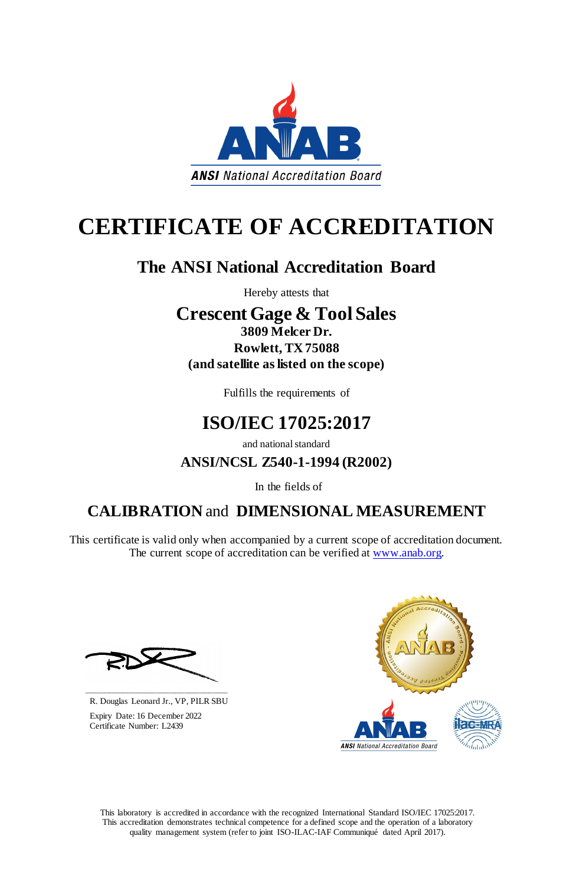ANSI National Accreditation Board

# CERTIFICATE OF ACCREDITATION

## The ANSI National Accreditation Board

Hereby attests that

**Crescent Gage & Tool Sales**
**3809 Melcer Dr.**
**Rowlett, TX 75088**
**(and satellite as listed on the scope)**

Fulfills the requirements of

## ISO/IEC 17025:2017

and national standard

**ANSI/NCSL Z540-1-1994 (R2002)**

In the fields of

## CALIBRATION and DIMENSIONAL MEASUREMENT

This certificate is valid only when accompanied by a current scope of accreditation document.
The current scope of accreditation can be verified at www.anab.org.

R. Douglas Leonard Jr., VP, PILR SBU
Expiry Date: 16 December 2022
Certificate Number: L2439

This laboratory is accredited in accordance with the recognized International Standard ISO/IEC 17025:2017. This accreditation demonstrates technical competence for a defined scope and the operation of a laboratory quality management system (refer to joint ISO-ILAC-IAF Communiqué dated April 2017).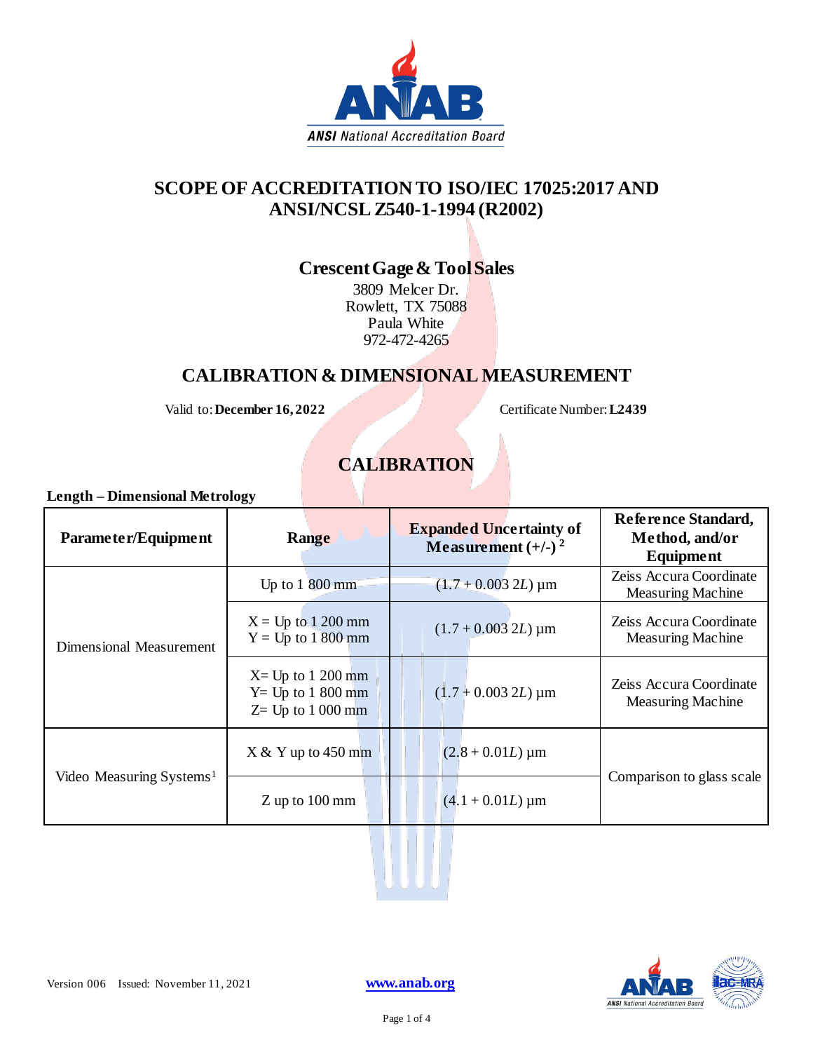# SCOPE OF ACCREDITATION TO ISO/IEC 17025:2017 AND ANSI/NCSL Z540-1-1994 (R2002)

## Crescent Gage & Tool Sales

3809 Melcer Dr.
Rowlett, TX 75088
Paula White
972-472-4265

## CALIBRATION & DIMENSIONAL MEASUREMENT

Valid to: **December 16, 2022** Certificate Number: **L2439**

## CALIBRATION

**Length – Dimensional Metrology**

| Parameter/Equipment | Range | Expanded Uncertainty of Measurement (+/-) [2] | Reference Standard, Method, and/or Equipment |
|---|---|---|---|
| Dimensional Measurement | Up to 1 800 mm | $(1.7 + 0.003\,2L)$ µm | Zeiss Accura Coordinate Measuring Machine |
| | X = Up to 1 200 mm<br>Y = Up to 1 800 mm | $(1.7 + 0.003\,2L)$ µm | Zeiss Accura Coordinate Measuring Machine |
| | X= Up to 1 200 mm<br>Y= Up to 1 800 mm<br>Z= Up to 1 000 mm | $(1.7 + 0.003\,2L)$ µm | Zeiss Accura Coordinate Measuring Machine |
| Video Measuring Systems[1] | X & Y up to 450 mm | $(2.8 + 0.01L)$ µm | Comparison to glass scale |
| | Z up to 100 mm | $(4.1 + 0.01L)$ µm | |

Version 006 Issued: November 11, 2021

www.anab.org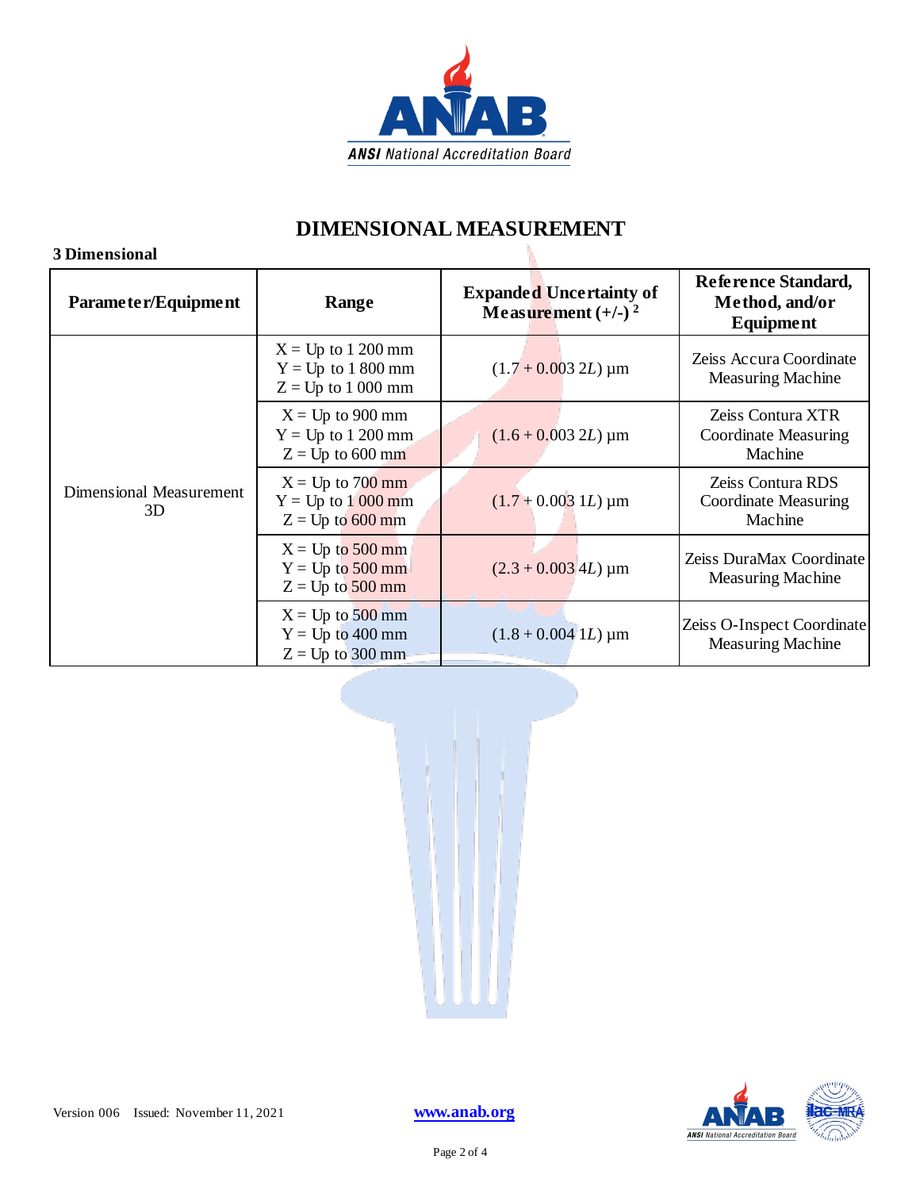# DIMENSIONAL MEASUREMENT

**3 Dimensional**

| Parameter/Equipment | Range | Expanded Uncertainty of Measurement (+/-) [2] | Reference Standard, Method, and/or Equipment |
|---|---|---|---|
| Dimensional Measurement 3D | X = Up to 1 200 mm<br>Y = Up to 1 800 mm<br>Z = Up to 1 000 mm | $(1.7 + 0.003\,2L)$ µm | Zeiss Accura Coordinate Measuring Machine |
| | X = Up to 900 mm<br>Y = Up to 1 200 mm<br>Z = Up to 600 mm | $(1.6 + 0.003\,2L)$ µm | Zeiss Contura XTR Coordinate Measuring Machine |
| | X = Up to 700 mm<br>Y = Up to 1 000 mm<br>Z = Up to 600 mm | $(1.7 + 0.003\,1L)$ µm | Zeiss Contura RDS Coordinate Measuring Machine |
| | X = Up to 500 mm<br>Y = Up to 500 mm<br>Z = Up to 500 mm | $(2.3 + 0.003\,4L)$ µm | Zeiss DuraMax Coordinate Measuring Machine |
| | X = Up to 500 mm<br>Y = Up to 400 mm<br>Z = Up to 300 mm | $(1.8 + 0.004\,1L)$ µm | Zeiss O-Inspect Coordinate Measuring Machine |

Version 006 Issued: November 11, 2021 www.anab.org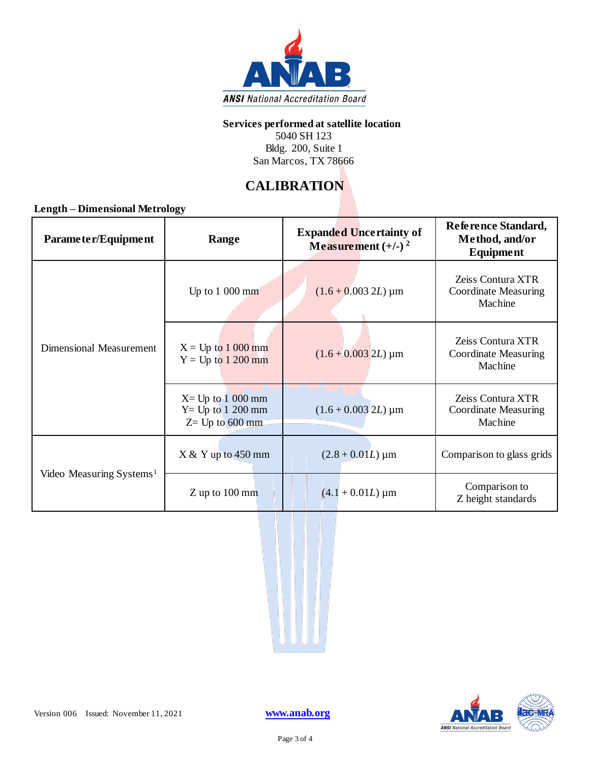**Services performed at satellite location**
5040 SH 123
Bldg. 200, Suite 1
San Marcos, TX 78666

# CALIBRATION

**Length – Dimensional Metrology**

| Parameter/Equipment | Range | Expanded Uncertainty of Measurement (+/-) [2] | Reference Standard, Method, and/or Equipment |
|---|---|---|---|
| Dimensional Measurement | Up to 1 000 mm | $(1.6 + 0.003\ 2L)$ µm | Zeiss Contura XTR Coordinate Measuring Machine |
| | X = Up to 1 000 mm<br>Y = Up to 1 200 mm | $(1.6 + 0.003\ 2L)$ µm | Zeiss Contura XTR Coordinate Measuring Machine |
| | X= Up to 1 000 mm<br>Y= Up to 1 200 mm<br>Z= Up to 600 mm | $(1.6 + 0.003\ 2L)$ µm | Zeiss Contura XTR Coordinate Measuring Machine |
| Video Measuring Systems[1] | X & Y up to 450 mm | $(2.8 + 0.01L)$ µm | Comparison to glass grids |
| | Z up to 100 mm | $(4.1 + 0.01L)$ µm | Comparison to Z height standards |

Version 006 Issued: November 11, 2021

www.anab.org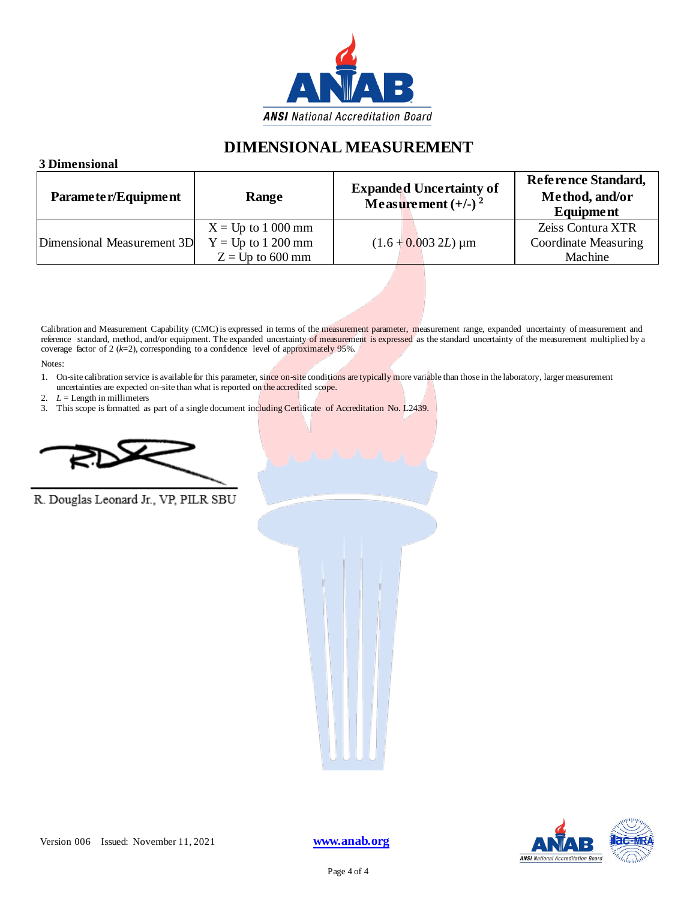# DIMENSIONAL MEASUREMENT

**3 Dimensional**

| Parameter/Equipment | Range | Expanded Uncertainty of Measurement (+/-) [2] | Reference Standard, Method, and/or Equipment |
|---|---|---|---|
| Dimensional Measurement 3D | X = Up to 1 000 mm<br>Y = Up to 1 200 mm<br>Z = Up to 600 mm | $(1.6 + 0.003\,2L)$ µm | Zeiss Contura XTR Coordinate Measuring Machine |

Calibration and Measurement Capability (CMC) is expressed in terms of the measurement parameter, measurement range, expanded uncertainty of measurement and reference standard, method, and/or equipment. The expanded uncertainty of measurement is expressed as the standard uncertainty of the measurement multiplied by a coverage factor of 2 ($k$=2), corresponding to a confidence level of approximately 95%.

Notes:

1. On-site calibration service is available for this parameter, since on-site conditions are typically more variable than those in the laboratory, larger measurement uncertainties are expected on-site than what is reported on the accredited scope.
2. $L$ = Length in millimeters
3. This scope is formatted as part of a single document including Certificate of Accreditation No. L2439.

R. Douglas Leonard Jr., VP, PILR SBU

Version 006 Issued: November 11, 2021

www.anab.org